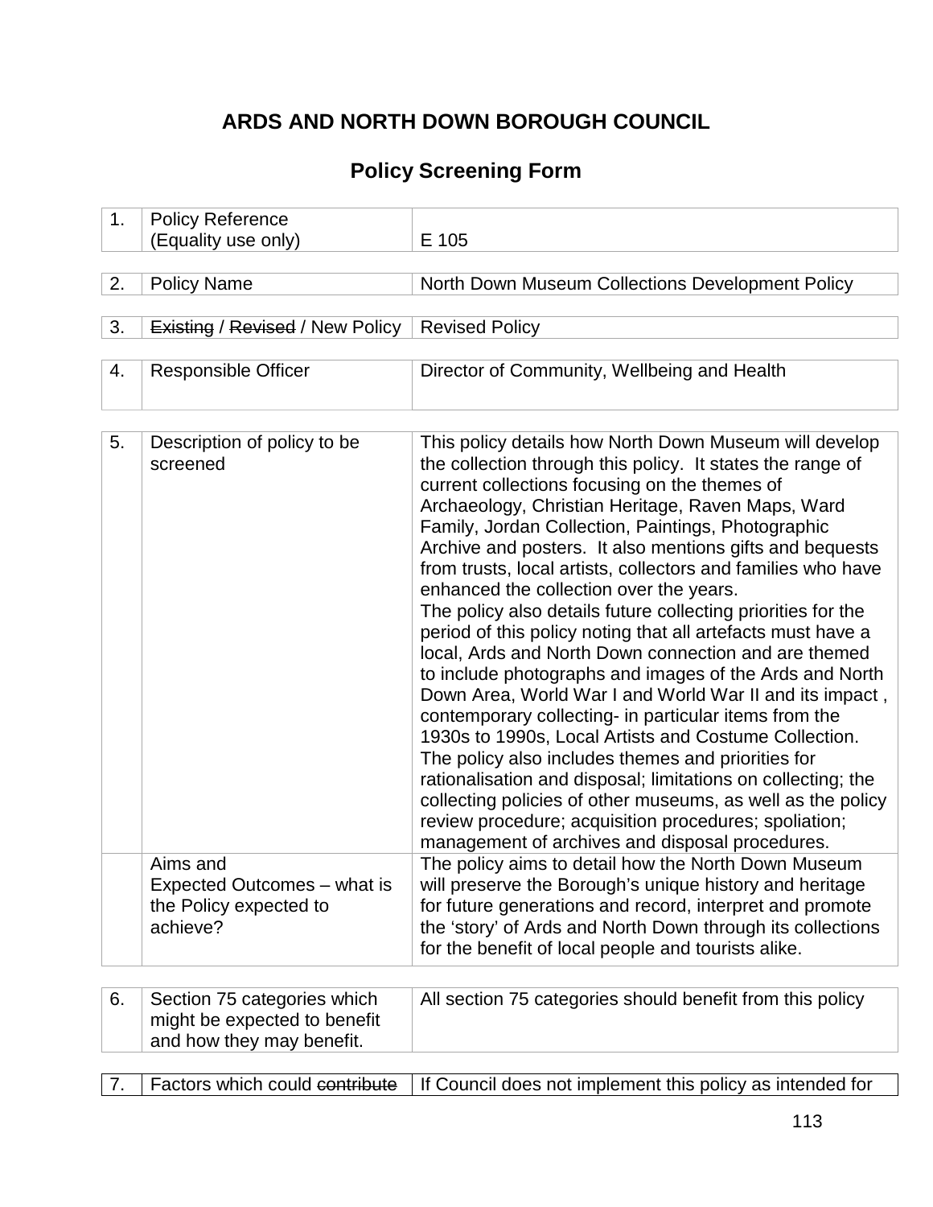# ARDS AND NORTH DOWN BOROUGH COUNCIL

## Policy Screening Form

| | | |
|---|---|---|
| 1. | Policy Reference (Equality use only) | E 105 |

| | | |
|---|---|---|
| 2. | Policy Name | North Down Museum Collections Development Policy |

| | | |
|---|---|---|
| 3. | ~~Existing~~ / ~~Revised~~ / New Policy | Revised Policy |

| | | |
|---|---|---|
| 4. | Responsible Officer | Director of Community, Wellbeing and Health |

| | | |
|---|---|---|
| 5. | Description of policy to be screened | This policy details how North Down Museum will develop the collection through this policy. It states the range of current collections focusing on the themes of Archaeology, Christian Heritage, Raven Maps, Ward Family, Jordan Collection, Paintings, Photographic Archive and posters. It also mentions gifts and bequests from trusts, local artists, collectors and families who have enhanced the collection over the years. The policy also details future collecting priorities for the period of this policy noting that all artefacts must have a local, Ards and North Down connection and are themed to include photographs and images of the Ards and North Down Area, World War I and World War II and its impact , contemporary collecting- in particular items from the 1930s to 1990s, Local Artists and Costume Collection. The policy also includes themes and priorities for rationalisation and disposal; limitations on collecting; the collecting policies of other museums, as well as the policy review procedure; acquisition procedures; spoliation; management of archives and disposal procedures. |
| | Aims and Expected Outcomes – what is the Policy expected to achieve? | The policy aims to detail how the North Down Museum will preserve the Borough's unique history and heritage for future generations and record, interpret and promote the 'story' of Ards and North Down through its collections for the benefit of local people and tourists alike. |

| | | |
|---|---|---|
| 6. | Section 75 categories which might be expected to benefit and how they may benefit. | All section 75 categories should benefit from this policy |

| | | |
|---|---|---|
| 7. | Factors which could ~~contribute~~ | If Council does not implement this policy as intended for |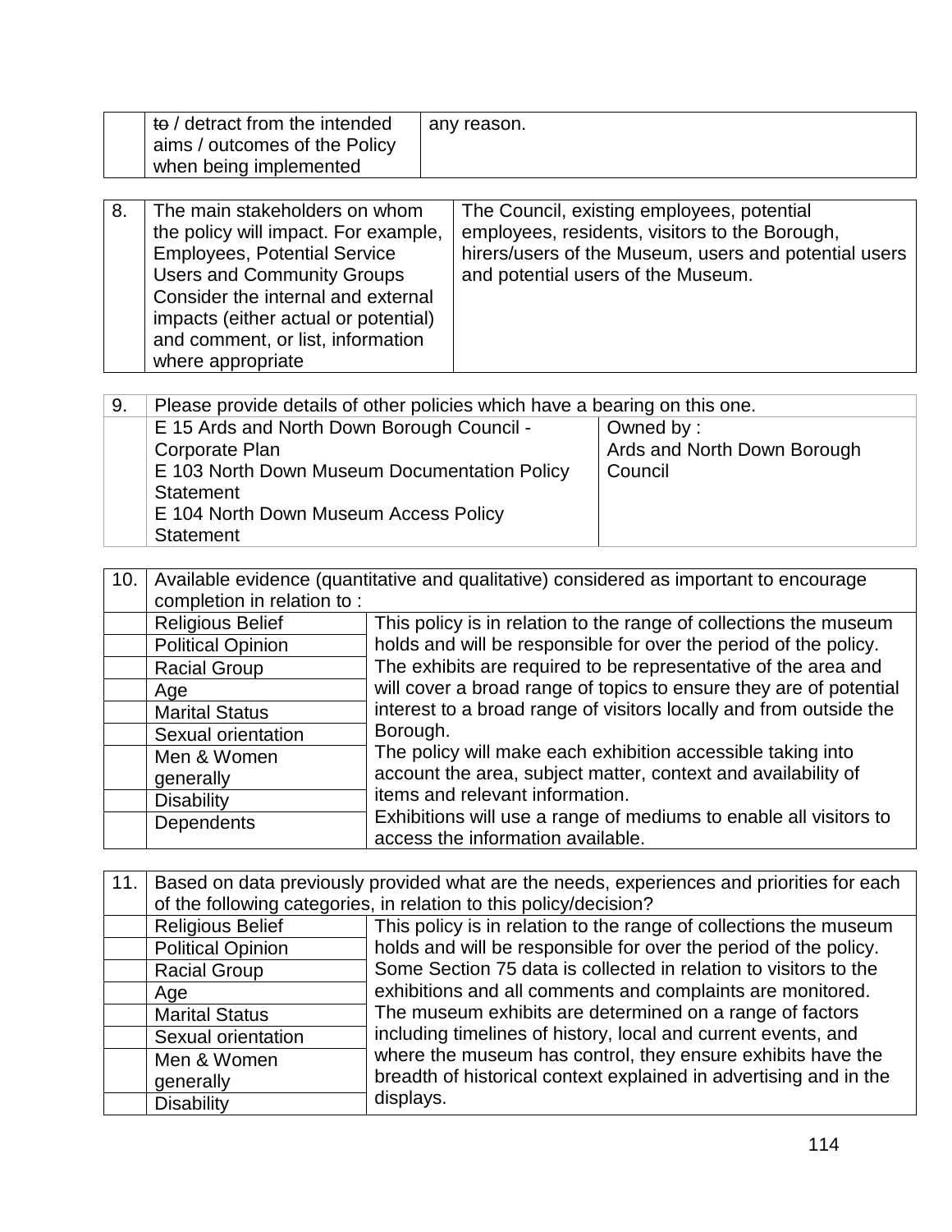| | ~~to~~ / detract from the intended aims / outcomes of the Policy when being implemented | any reason. |
|---|---|---|

| 8. | The main stakeholders on whom the policy will impact. For example, Employees, Potential Service Users and Community Groups Consider the internal and external impacts (either actual or potential) and comment, or list, information where appropriate | The Council, existing employees, potential employees, residents, visitors to the Borough, hirers/users of the Museum, users and potential users and potential users of the Museum. |
|---|---|---|

| 9. | Please provide details of other policies which have a bearing on this one. | |
|---|---|---|
| | E 15 Ards and North Down Borough Council - Corporate Plan<br>E 103 North Down Museum Documentation Policy Statement<br>E 104 North Down Museum Access Policy Statement | Owned by :<br>Ards and North Down Borough Council |

| 10. | Available evidence (quantitative and qualitative) considered as important to encourage completion in relation to : | |
|---|---|---|
| | Religious Belief | This policy is in relation to the range of collections the museum holds and will be responsible for over the period of the policy. The exhibits are required to be representative of the area and will cover a broad range of topics to ensure they are of potential interest to a broad range of visitors locally and from outside the Borough.<br>The policy will make each exhibition accessible taking into account the area, subject matter, context and availability of items and relevant information.<br>Exhibitions will use a range of mediums to enable all visitors to access the information available. |
| | Political Opinion | |
| | Racial Group | |
| | Age | |
| | Marital Status | |
| | Sexual orientation | |
| | Men & Women generally | |
| | Disability | |
| | Dependents | |

| 11. | Based on data previously provided what are the needs, experiences and priorities for each of the following categories, in relation to this policy/decision? | |
|---|---|---|
| | Religious Belief | This policy is in relation to the range of collections the museum holds and will be responsible for over the period of the policy. Some Section 75 data is collected in relation to visitors to the exhibitions and all comments and complaints are monitored. The museum exhibits are determined on a range of factors including timelines of history, local and current events, and where the museum has control, they ensure exhibits have the breadth of historical context explained in advertising and in the displays. |
| | Political Opinion | |
| | Racial Group | |
| | Age | |
| | Marital Status | |
| | Sexual orientation | |
| | Men & Women generally | |
| | Disability | |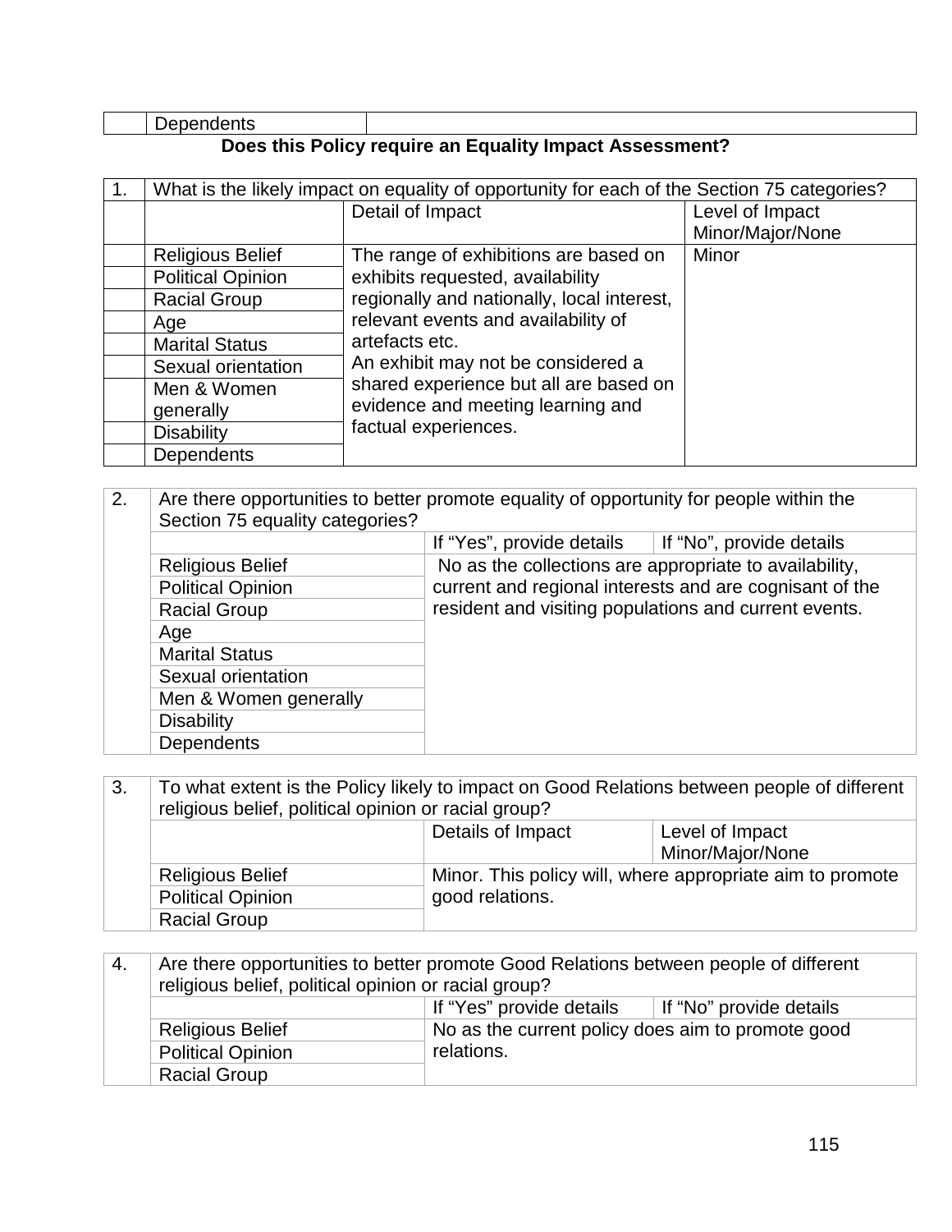| | Dependents | |
|---|---|---|

**Does this Policy require an Equality Impact Assessment?**

| 1. | What is the likely impact on equality of opportunity for each of the Section 75 categories? | | |
|---|---|---|---|
| | | Detail of Impact | Level of Impact Minor/Major/None |
| | Religious Belief | The range of exhibitions are based on exhibits requested, availability regionally and nationally, local interest, relevant events and availability of artefacts etc. An exhibit may not be considered a shared experience but all are based on evidence and meeting learning and factual experiences. | Minor |
| | Political Opinion | | |
| | Racial Group | | |
| | Age | | |
| | Marital Status | | |
| | Sexual orientation | | |
| | Men & Women generally | | |
| | Disability | | |
| | Dependents | | |

| 2. | Are there opportunities to better promote equality of opportunity for people within the Section 75 equality categories? | | |
|---|---|---|---|
| | | If "Yes", provide details | If "No", provide details |
| | Religious Belief | No as the collections are appropriate to availability, current and regional interests and are cognisant of the resident and visiting populations and current events. | |
| | Political Opinion | | |
| | Racial Group | | |
| | Age | | |
| | Marital Status | | |
| | Sexual orientation | | |
| | Men & Women generally | | |
| | Disability | | |
| | Dependents | | |

| 3. | To what extent is the Policy likely to impact on Good Relations between people of different religious belief, political opinion or racial group? | | |
|---|---|---|---|
| | | Details of Impact | Level of Impact Minor/Major/None |
| | Religious Belief | Minor. This policy will, where appropriate aim to promote good relations. | |
| | Political Opinion | | |
| | Racial Group | | |

| 4. | Are there opportunities to better promote Good Relations between people of different religious belief, political opinion or racial group? | | |
|---|---|---|---|
| | | If "Yes" provide details | If "No" provide details |
| | Religious Belief | No as the current policy does aim to promote good relations. | |
| | Political Opinion | | |
| | Racial Group | | |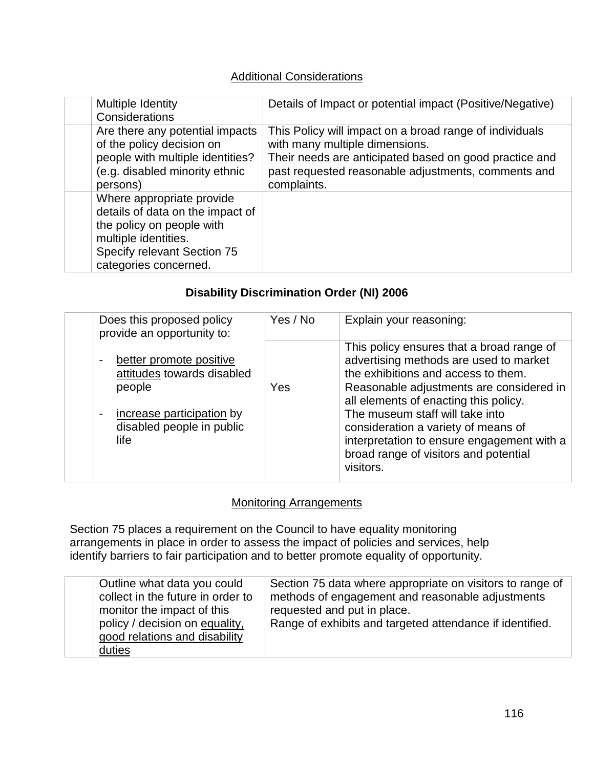## Additional Considerations

| | Multiple Identity Considerations | Details of Impact or potential impact (Positive/Negative) |
|---|---|---|
| | Are there any potential impacts of the policy decision on people with multiple identities? (e.g. disabled minority ethnic persons) | This Policy will impact on a broad range of individuals with many multiple dimensions.<br>Their needs are anticipated based on good practice and past requested reasonable adjustments, comments and complaints. |
| | Where appropriate provide details of data on the impact of the policy on people with multiple identities.<br>Specify relevant Section 75 categories concerned. | |

## **Disability Discrimination Order (NI) 2006**

| | Does this proposed policy provide an opportunity to:<br><br>- better promote positive attitudes towards disabled people<br><br>- increase participation by disabled people in public life | Yes / No | Explain your reasoning: |
|---|---|---|---|
| | | Yes | This policy ensures that a broad range of advertising methods are used to market the exhibitions and access to them.<br>Reasonable adjustments are considered in all elements of enacting this policy.<br>The museum staff will take into consideration a variety of means of interpretation to ensure engagement with a broad range of visitors and potential visitors. |

## Monitoring Arrangements

Section 75 places a requirement on the Council to have equality monitoring arrangements in place in order to assess the impact of policies and services, help identify barriers to fair participation and to better promote equality of opportunity.

| | Outline what data you could collect in the future in order to monitor the impact of this policy / decision on equality, good relations and disability duties | Section 75 data where appropriate on visitors to range of methods of engagement and reasonable adjustments requested and put in place.<br>Range of exhibits and targeted attendance if identified. |
|---|---|---|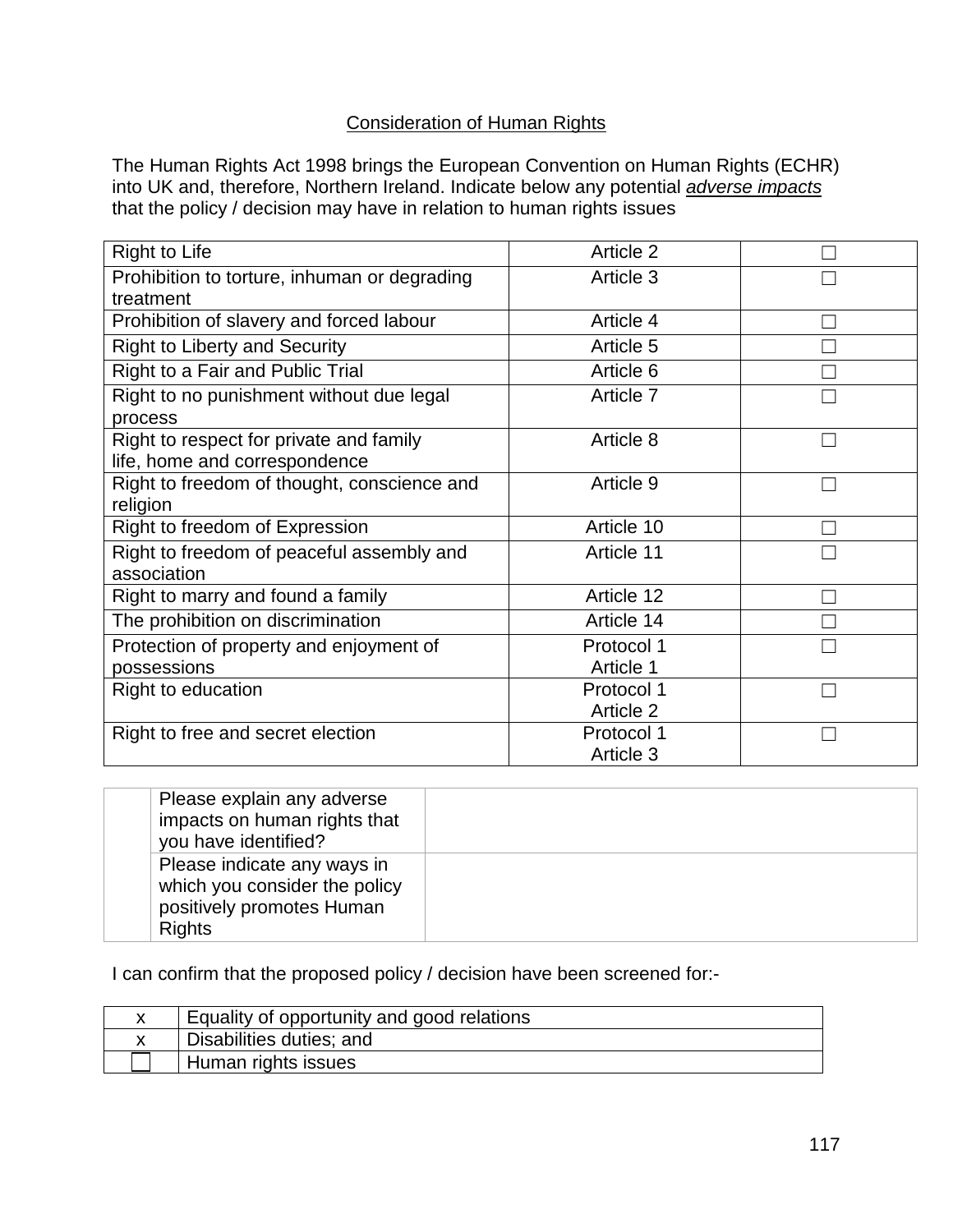## Consideration of Human Rights

The Human Rights Act 1998 brings the European Convention on Human Rights (ECHR) into UK and, therefore, Northern Ireland. Indicate below any potential *adverse impacts* that the policy / decision may have in relation to human rights issues

| | | |
|---|---|---|
| Right to Life | Article 2 | ☐ |
| Prohibition to torture, inhuman or degrading treatment | Article 3 | ☐ |
| Prohibition of slavery and forced labour | Article 4 | ☐ |
| Right to Liberty and Security | Article 5 | ☐ |
| Right to a Fair and Public Trial | Article 6 | ☐ |
| Right to no punishment without due legal process | Article 7 | ☐ |
| Right to respect for private and family life, home and correspondence | Article 8 | ☐ |
| Right to freedom of thought, conscience and religion | Article 9 | ☐ |
| Right to freedom of Expression | Article 10 | ☐ |
| Right to freedom of peaceful assembly and association | Article 11 | ☐ |
| Right to marry and found a family | Article 12 | ☐ |
| The prohibition on discrimination | Article 14 | ☐ |
| Protection of property and enjoyment of possessions | Protocol 1 Article 1 | ☐ |
| Right to education | Protocol 1 Article 2 | ☐ |
| Right to free and secret election | Protocol 1 Article 3 | ☐ |

| | | |
|---|---|---|
| | Please explain any adverse impacts on human rights that you have identified? | |
| | Please indicate any ways in which you consider the policy positively promotes Human Rights | |

I can confirm that the proposed policy / decision have been screened for:-

| | |
|---|---|
| x | Equality of opportunity and good relations |
| x | Disabilities duties; and |
| ☐ | Human rights issues |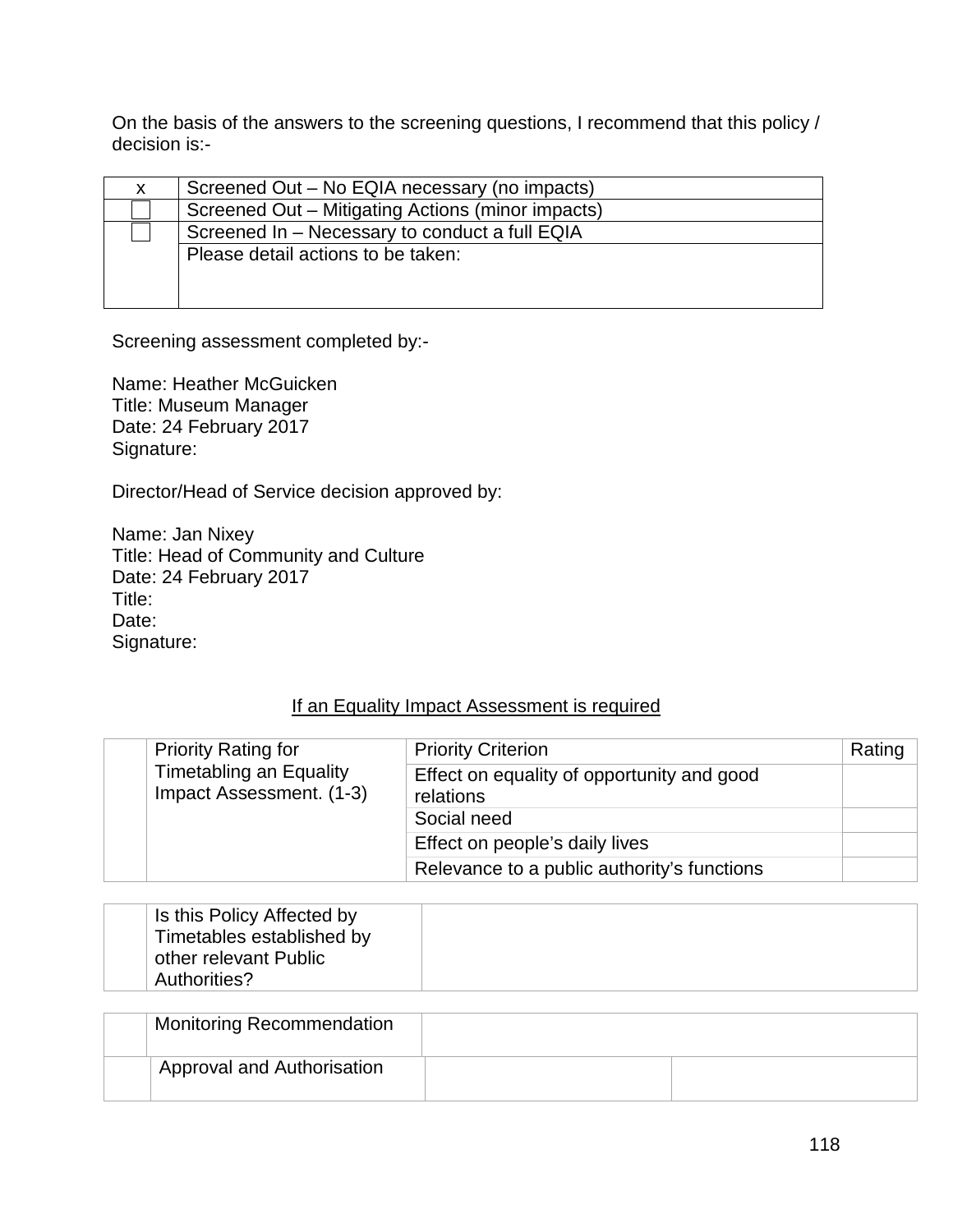On the basis of the answers to the screening questions, I recommend that this policy / decision is:-

| | |
|---|---|
| x | Screened Out – No EQIA necessary (no impacts) |
| ☐ | Screened Out – Mitigating Actions (minor impacts) |
| ☐ | Screened In – Necessary to conduct a full EQIA |
| | Please detail actions to be taken: |

Screening assessment completed by:-

Name: Heather McGuicken
Title: Museum Manager
Date: 24 February 2017
Signature:

Director/Head of Service decision approved by:

Name: Jan Nixey
Title: Head of Community and Culture
Date: 24 February 2017
Title:
Date:
Signature:

<u>If an Equality Impact Assessment is required</u>

| | Priority Rating for Timetabling an Equality Impact Assessment. (1-3) | Priority Criterion | Rating |
|---|---|---|---|
| | | Effect on equality of opportunity and good relations | |
| | | Social need | |
| | | Effect on people's daily lives | |
| | | Relevance to a public authority's functions | |

| | | |
|---|---|---|
| | Is this Policy Affected by Timetables established by other relevant Public Authorities? | |

| | | | |
|---|---|---|---|
| | Monitoring Recommendation | | |
| | Approval and Authorisation | | |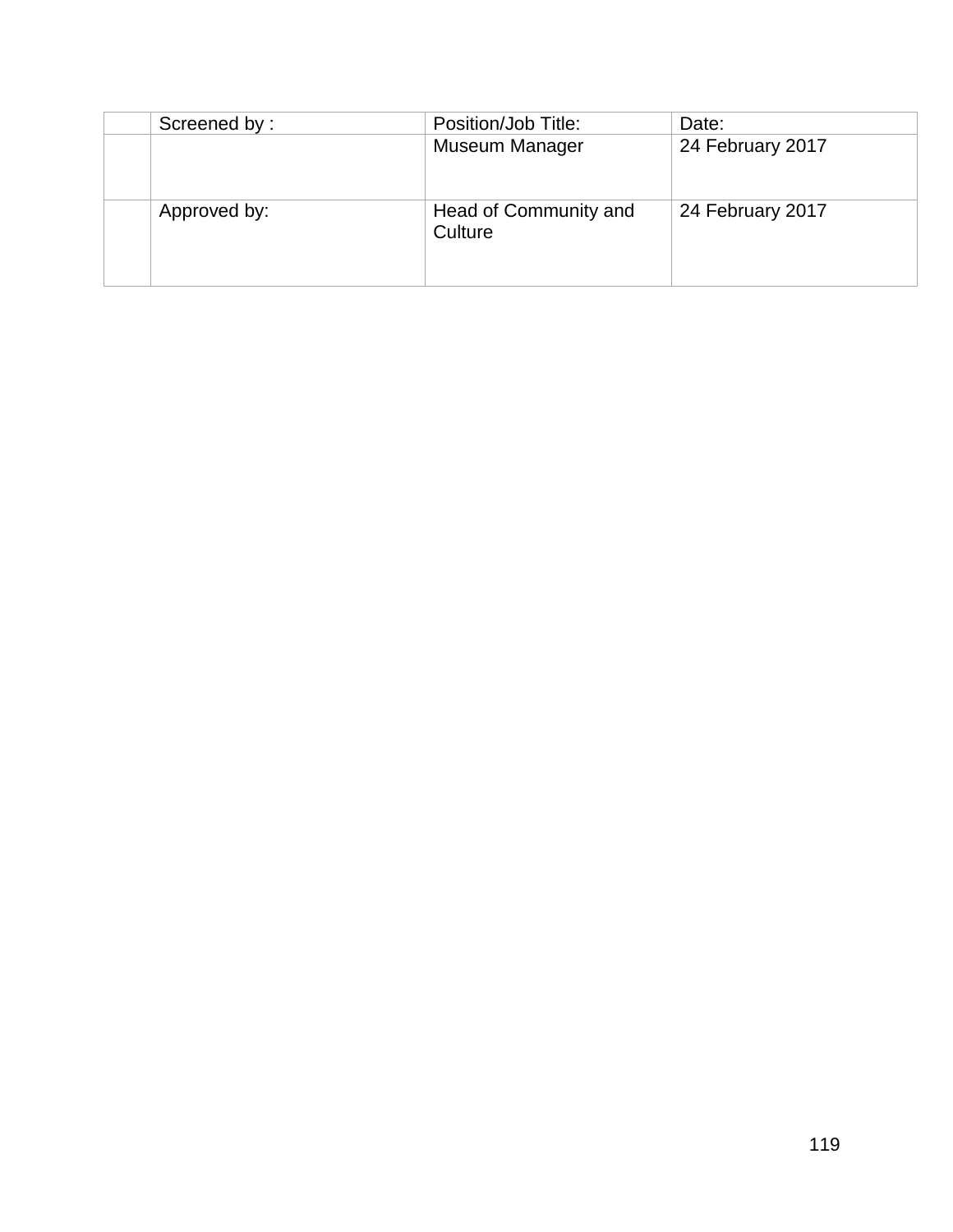| | | | |
|---|---|---|---|
| | Screened by : | Position/Job Title: | Date: |
| | | Museum Manager | 24 February 2017 |
| | Approved by: | Head of Community and Culture | 24 February 2017 |